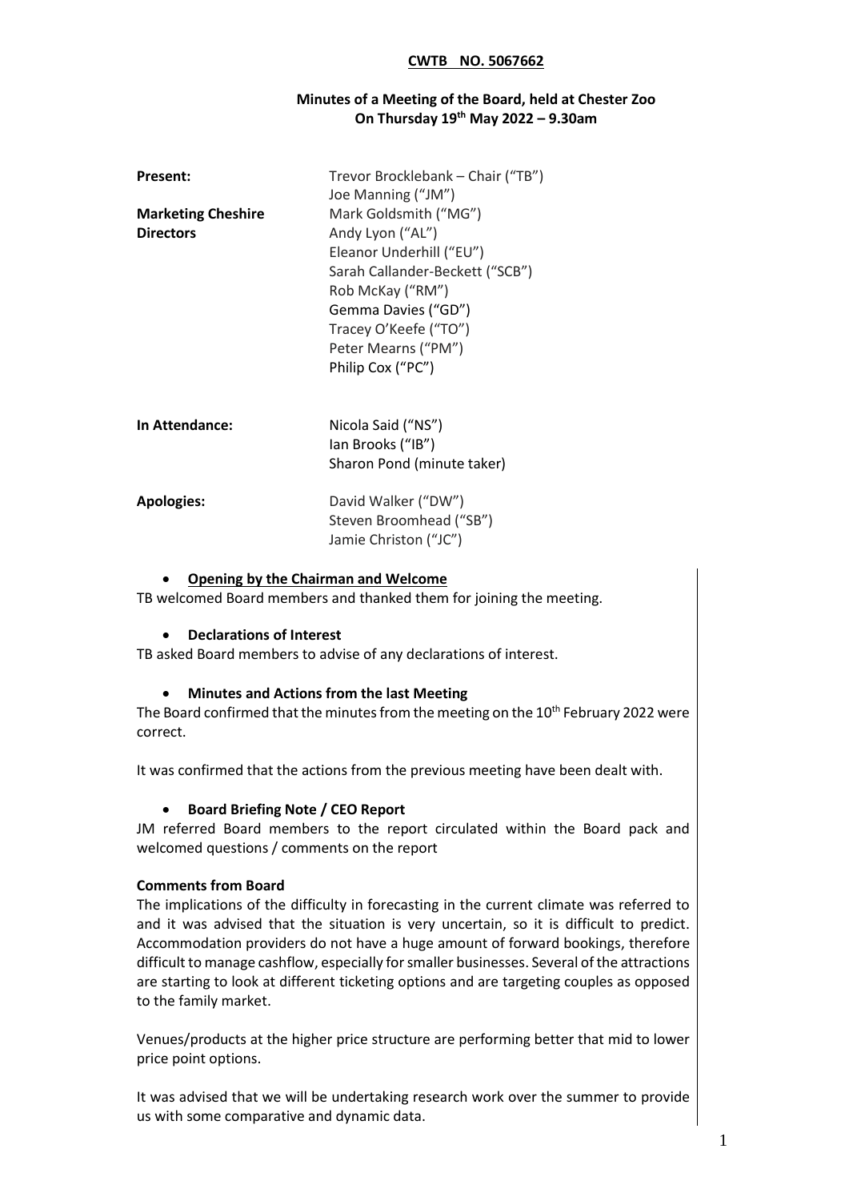**CWTB NO. 5067662**

**Minutes of a Meeting of the Board, held at Chester Zoo**
**On Thursday 19th May 2022 – 9.30am**

| | |
|---|---|
| **Present:** | Trevor Brocklebank – Chair ("TB") |
| | Joe Manning ("JM") |
| **Marketing Cheshire Directors** | Mark Goldsmith ("MG") |
| | Andy Lyon ("AL") |
| | Eleanor Underhill ("EU") |
| | Sarah Callander-Beckett ("SCB") |
| | Rob McKay ("RM") |
| | Gemma Davies ("GD") |
| | Tracey O'Keefe ("TO") |
| | Peter Mearns ("PM") |
| | Philip Cox ("PC") |
| **In Attendance:** | Nicola Said ("NS") |
| | Ian Brooks ("IB") |
| | Sharon Pond (minute taker) |
| **Apologies:** | David Walker ("DW") |
| | Steven Broomhead ("SB") |
| | Jamie Christon ("JC") |

- **Opening by the Chairman and Welcome**

TB welcomed Board members and thanked them for joining the meeting.

- **Declarations of Interest**

TB asked Board members to advise of any declarations of interest.

- **Minutes and Actions from the last Meeting**

The Board confirmed that the minutes from the meeting on the 10th February 2022 were correct.

It was confirmed that the actions from the previous meeting have been dealt with.

- **Board Briefing Note / CEO Report**

JM referred Board members to the report circulated within the Board pack and welcomed questions / comments on the report

**Comments from Board**

The implications of the difficulty in forecasting in the current climate was referred to and it was advised that the situation is very uncertain, so it is difficult to predict. Accommodation providers do not have a huge amount of forward bookings, therefore difficult to manage cashflow, especially for smaller businesses. Several of the attractions are starting to look at different ticketing options and are targeting couples as opposed to the family market.

Venues/products at the higher price structure are performing better that mid to lower price point options.

It was advised that we will be undertaking research work over the summer to provide us with some comparative and dynamic data.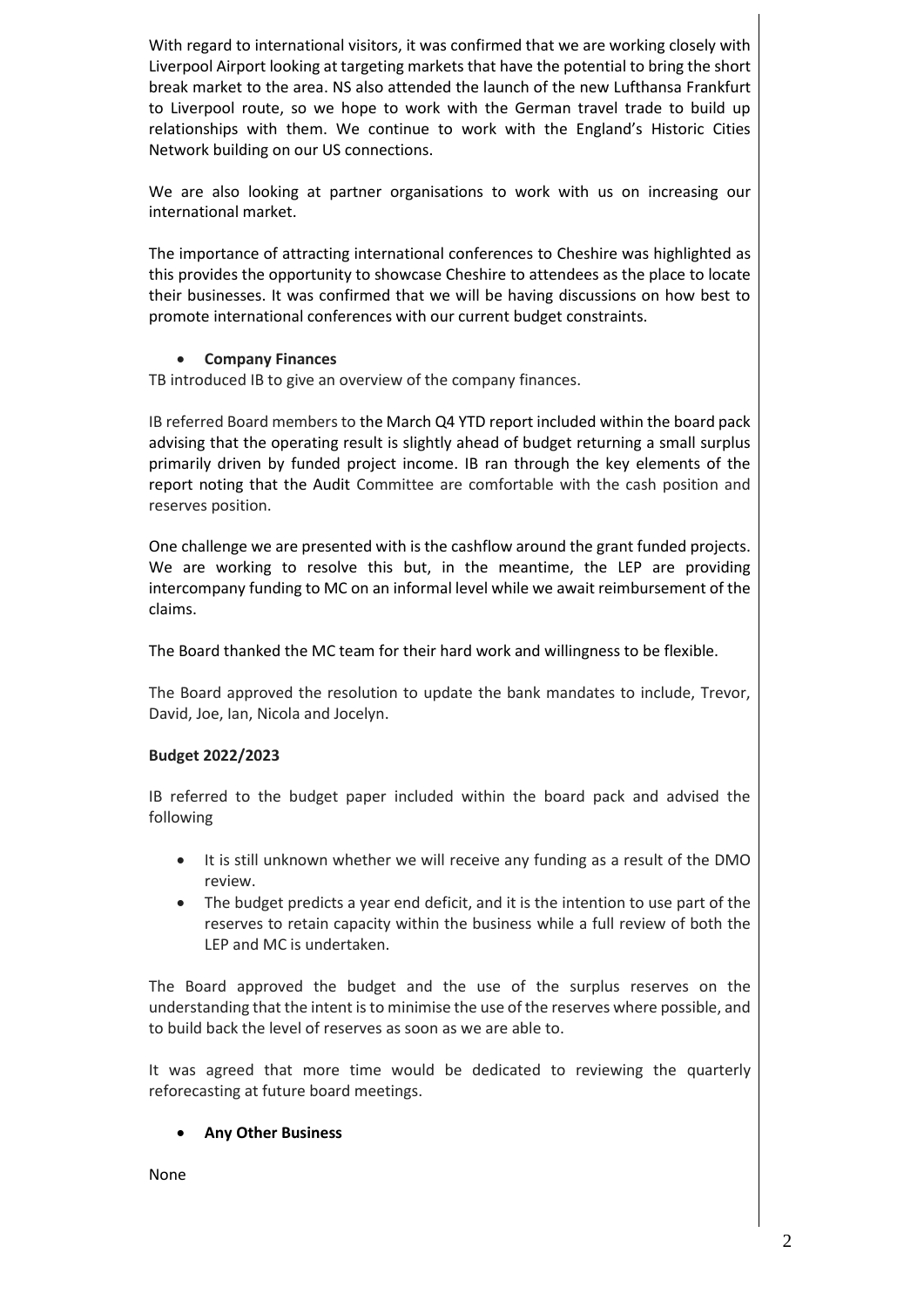With regard to international visitors, it was confirmed that we are working closely with Liverpool Airport looking at targeting markets that have the potential to bring the short break market to the area. NS also attended the launch of the new Lufthansa Frankfurt to Liverpool route, so we hope to work with the German travel trade to build up relationships with them. We continue to work with the England's Historic Cities Network building on our US connections.

We are also looking at partner organisations to work with us on increasing our international market.

The importance of attracting international conferences to Cheshire was highlighted as this provides the opportunity to showcase Cheshire to attendees as the place to locate their businesses. It was confirmed that we will be having discussions on how best to promote international conferences with our current budget constraints.

- **Company Finances**

TB introduced IB to give an overview of the company finances.

IB referred Board members to the March Q4 YTD report included within the board pack advising that the operating result is slightly ahead of budget returning a small surplus primarily driven by funded project income. IB ran through the key elements of the report noting that the Audit Committee are comfortable with the cash position and reserves position.

One challenge we are presented with is the cashflow around the grant funded projects. We are working to resolve this but, in the meantime, the LEP are providing intercompany funding to MC on an informal level while we await reimbursement of the claims.

The Board thanked the MC team for their hard work and willingness to be flexible.

The Board approved the resolution to update the bank mandates to include, Trevor, David, Joe, Ian, Nicola and Jocelyn.

**Budget 2022/2023**

IB referred to the budget paper included within the board pack and advised the following

- It is still unknown whether we will receive any funding as a result of the DMO review.
- The budget predicts a year end deficit, and it is the intention to use part of the reserves to retain capacity within the business while a full review of both the LEP and MC is undertaken.

The Board approved the budget and the use of the surplus reserves on the understanding that the intent is to minimise the use of the reserves where possible, and to build back the level of reserves as soon as we are able to.

It was agreed that more time would be dedicated to reviewing the quarterly reforecasting at future board meetings.

- **Any Other Business**

None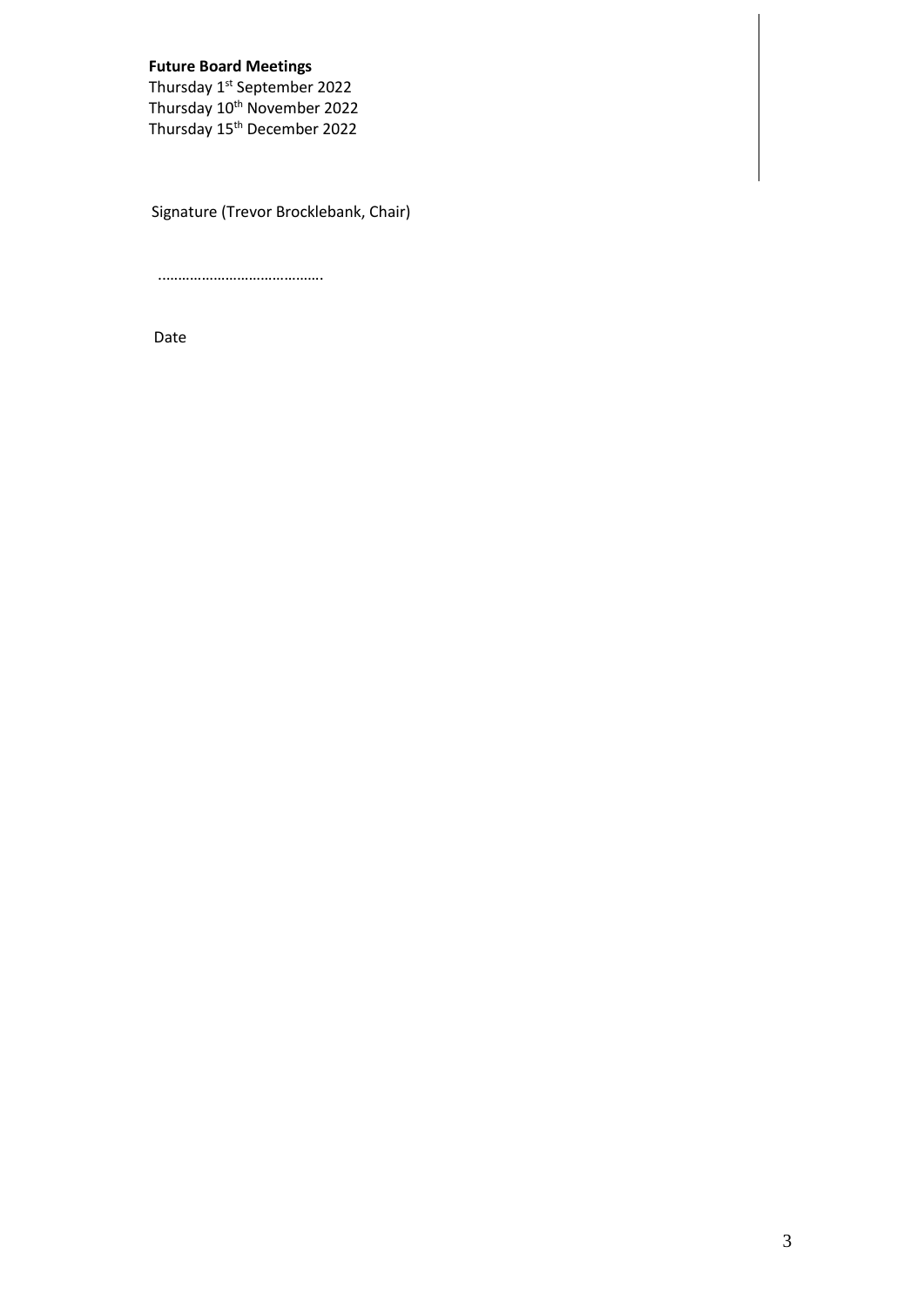**Future Board Meetings**
Thursday 1st September 2022
Thursday 10th November 2022
Thursday 15th December 2022

Signature (Trevor Brocklebank, Chair)

…………………………………….

Date